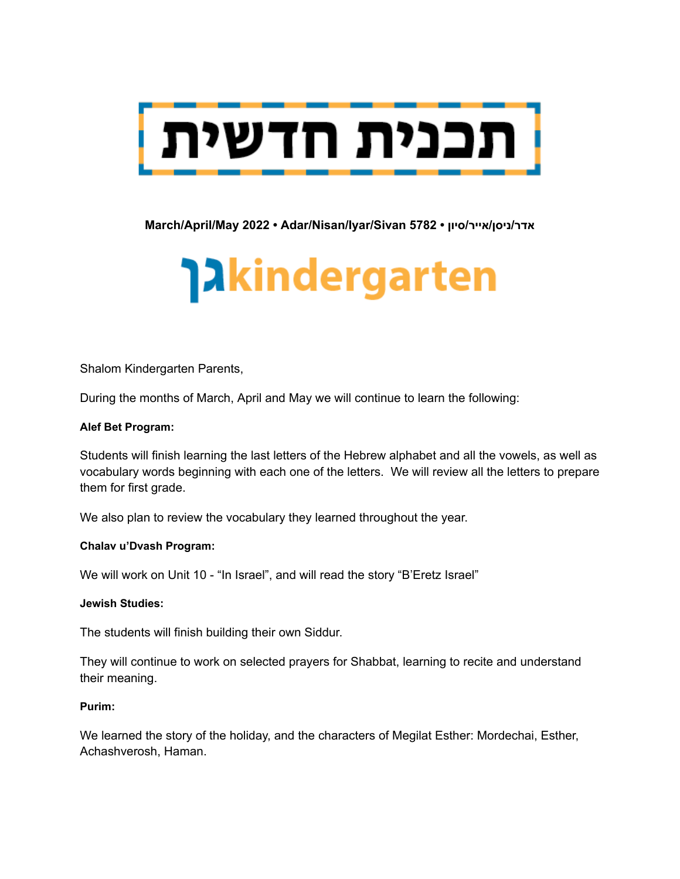# תכנית חדשית

**March/April/May 2022 • Adar/Nisan/Iyar/Sivan 5782 • אדר/ניסן/אייר/סיון**

## גן kindergarten

Shalom Kindergarten Parents,

During the months of March, April and May we will continue to learn the following:

**Alef Bet Program:**

Students will finish learning the last letters of the Hebrew alphabet and all the vowels, as well as vocabulary words beginning with each one of the letters. We will review all the letters to prepare them for first grade.

We also plan to review the vocabulary they learned throughout the year.

**Chalav u'Dvash Program:**

We will work on Unit 10 - "In Israel", and will read the story "B'Eretz Israel"

**Jewish Studies:**

The students will finish building their own Siddur.

They will continue to work on selected prayers for Shabbat, learning to recite and understand their meaning.

**Purim:**

We learned the story of the holiday, and the characters of Megilat Esther: Mordechai, Esther, Achashverosh, Haman.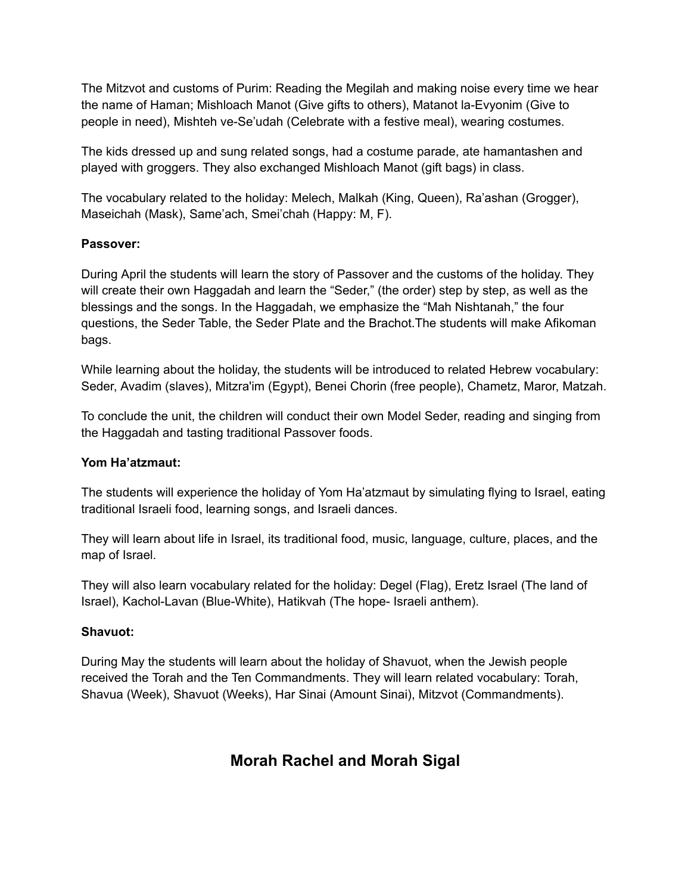The Mitzvot and customs of Purim: Reading the Megilah and making noise every time we hear the name of Haman; Mishloach Manot (Give gifts to others), Matanot la-Evyonim (Give to people in need), Mishteh ve-Se'udah (Celebrate with a festive meal), wearing costumes.

The kids dressed up and sung related songs, had a costume parade, ate hamantashen and played with groggers. They also exchanged Mishloach Manot (gift bags) in class.

The vocabulary related to the holiday: Melech, Malkah (King, Queen), Ra'ashan (Grogger), Maseichah (Mask), Same'ach, Smei'chah (Happy: M, F).

**Passover:**

During April the students will learn the story of Passover and the customs of the holiday. They will create their own Haggadah and learn the "Seder," (the order) step by step, as well as the blessings and the songs. In the Haggadah, we emphasize the "Mah Nishtanah," the four questions, the Seder Table, the Seder Plate and the Brachot.The students will make Afikoman bags.

While learning about the holiday, the students will be introduced to related Hebrew vocabulary: Seder, Avadim (slaves), Mitzra'im (Egypt), Benei Chorin (free people), Chametz, Maror, Matzah.

To conclude the unit, the children will conduct their own Model Seder, reading and singing from the Haggadah and tasting traditional Passover foods.

**Yom Ha'atzmaut:**

The students will experience the holiday of Yom Ha'atzmaut by simulating flying to Israel, eating traditional Israeli food, learning songs, and Israeli dances.

They will learn about life in Israel, its traditional food, music, language, culture, places, and the map of Israel.

They will also learn vocabulary related for the holiday: Degel (Flag), Eretz Israel (The land of Israel), Kachol-Lavan (Blue-White), Hatikvah (The hope- Israeli anthem).

**Shavuot:**

During May the students will learn about the holiday of Shavuot, when the Jewish people received the Torah and the Ten Commandments. They will learn related vocabulary: Torah, Shavua (Week), Shavuot (Weeks), Har Sinai (Amount Sinai), Mitzvot (Commandments).

## Morah Rachel and Morah Sigal